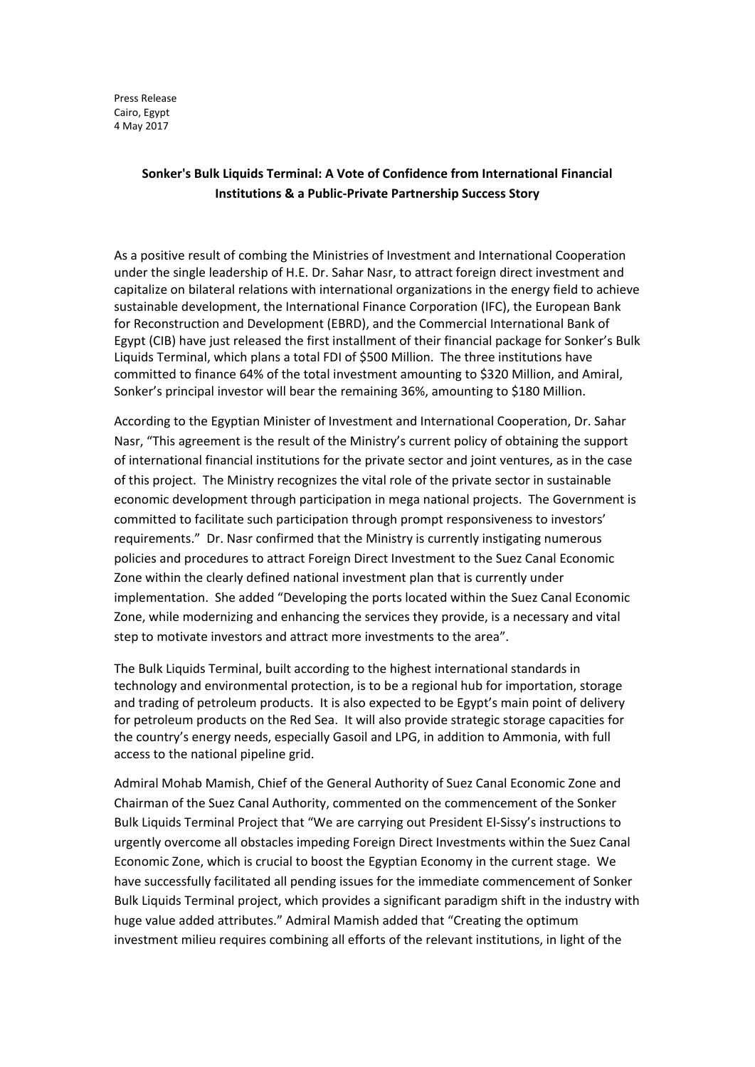Press Release
Cairo, Egypt
4 May 2017

**Sonker's Bulk Liquids Terminal: A Vote of Confidence from International Financial Institutions & a Public-Private Partnership Success Story**

As a positive result of combing the Ministries of Investment and International Cooperation under the single leadership of H.E. Dr. Sahar Nasr, to attract foreign direct investment and capitalize on bilateral relations with international organizations in the energy field to achieve sustainable development, the International Finance Corporation (IFC), the European Bank for Reconstruction and Development (EBRD), and the Commercial International Bank of Egypt (CIB) have just released the first installment of their financial package for Sonker's Bulk Liquids Terminal, which plans a total FDI of $500 Million. The three institutions have committed to finance 64% of the total investment amounting to $320 Million, and Amiral, Sonker's principal investor will bear the remaining 36%, amounting to $180 Million.

According to the Egyptian Minister of Investment and International Cooperation, Dr. Sahar Nasr, "This agreement is the result of the Ministry's current policy of obtaining the support of international financial institutions for the private sector and joint ventures, as in the case of this project. The Ministry recognizes the vital role of the private sector in sustainable economic development through participation in mega national projects. The Government is committed to facilitate such participation through prompt responsiveness to investors' requirements." Dr. Nasr confirmed that the Ministry is currently instigating numerous policies and procedures to attract Foreign Direct Investment to the Suez Canal Economic Zone within the clearly defined national investment plan that is currently under implementation. She added "Developing the ports located within the Suez Canal Economic Zone, while modernizing and enhancing the services they provide, is a necessary and vital step to motivate investors and attract more investments to the area".

The Bulk Liquids Terminal, built according to the highest international standards in technology and environmental protection, is to be a regional hub for importation, storage and trading of petroleum products. It is also expected to be Egypt's main point of delivery for petroleum products on the Red Sea. It will also provide strategic storage capacities for the country's energy needs, especially Gasoil and LPG, in addition to Ammonia, with full access to the national pipeline grid.

Admiral Mohab Mamish, Chief of the General Authority of Suez Canal Economic Zone and Chairman of the Suez Canal Authority, commented on the commencement of the Sonker Bulk Liquids Terminal Project that "We are carrying out President El-Sissy's instructions to urgently overcome all obstacles impeding Foreign Direct Investments within the Suez Canal Economic Zone, which is crucial to boost the Egyptian Economy in the current stage. We have successfully facilitated all pending issues for the immediate commencement of Sonker Bulk Liquids Terminal project, which provides a significant paradigm shift in the industry with huge value added attributes." Admiral Mamish added that "Creating the optimum investment milieu requires combining all efforts of the relevant institutions, in light of the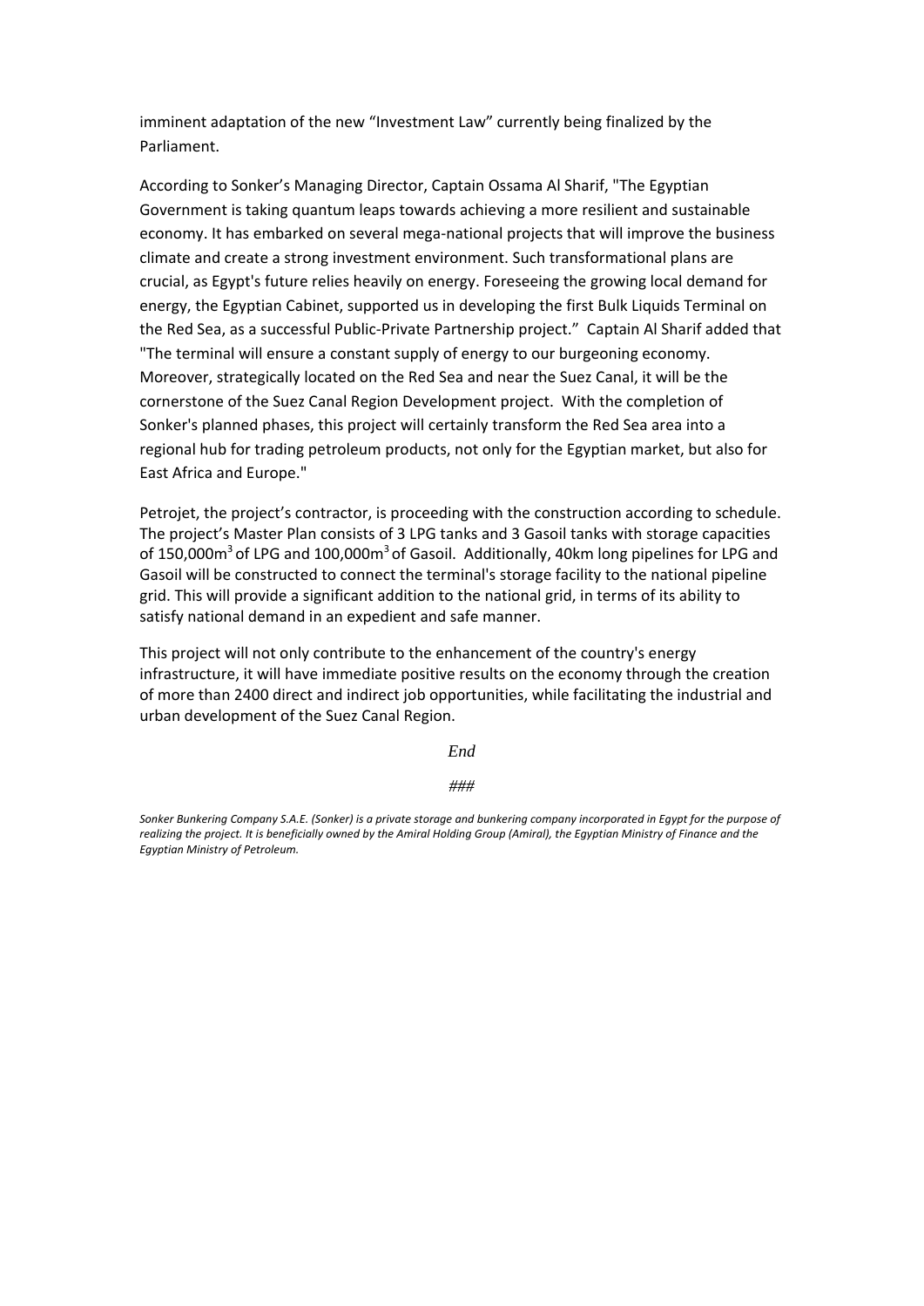imminent adaptation of the new "Investment Law" currently being finalized by the Parliament.

According to Sonker's Managing Director, Captain Ossama Al Sharif, "The Egyptian Government is taking quantum leaps towards achieving a more resilient and sustainable economy. It has embarked on several mega-national projects that will improve the business climate and create a strong investment environment. Such transformational plans are crucial, as Egypt's future relies heavily on energy. Foreseeing the growing local demand for energy, the Egyptian Cabinet, supported us in developing the first Bulk Liquids Terminal on the Red Sea, as a successful Public-Private Partnership project." Captain Al Sharif added that "The terminal will ensure a constant supply of energy to our burgeoning economy. Moreover, strategically located on the Red Sea and near the Suez Canal, it will be the cornerstone of the Suez Canal Region Development project. With the completion of Sonker's planned phases, this project will certainly transform the Red Sea area into a regional hub for trading petroleum products, not only for the Egyptian market, but also for East Africa and Europe."

Petrojet, the project's contractor, is proceeding with the construction according to schedule. The project's Master Plan consists of 3 LPG tanks and 3 Gasoil tanks with storage capacities of 150,000$m^3$ of LPG and 100,000$m^3$ of Gasoil. Additionally, 40km long pipelines for LPG and Gasoil will be constructed to connect the terminal's storage facility to the national pipeline grid. This will provide a significant addition to the national grid, in terms of its ability to satisfy national demand in an expedient and safe manner.

This project will not only contribute to the enhancement of the country's energy infrastructure, it will have immediate positive results on the economy through the creation of more than 2400 direct and indirect job opportunities, while facilitating the industrial and urban development of the Suez Canal Region.

*End*

*###*

*Sonker Bunkering Company S.A.E. (Sonker) is a private storage and bunkering company incorporated in Egypt for the purpose of realizing the project. It is beneficially owned by the Amiral Holding Group (Amiral), the Egyptian Ministry of Finance and the Egyptian Ministry of Petroleum.*